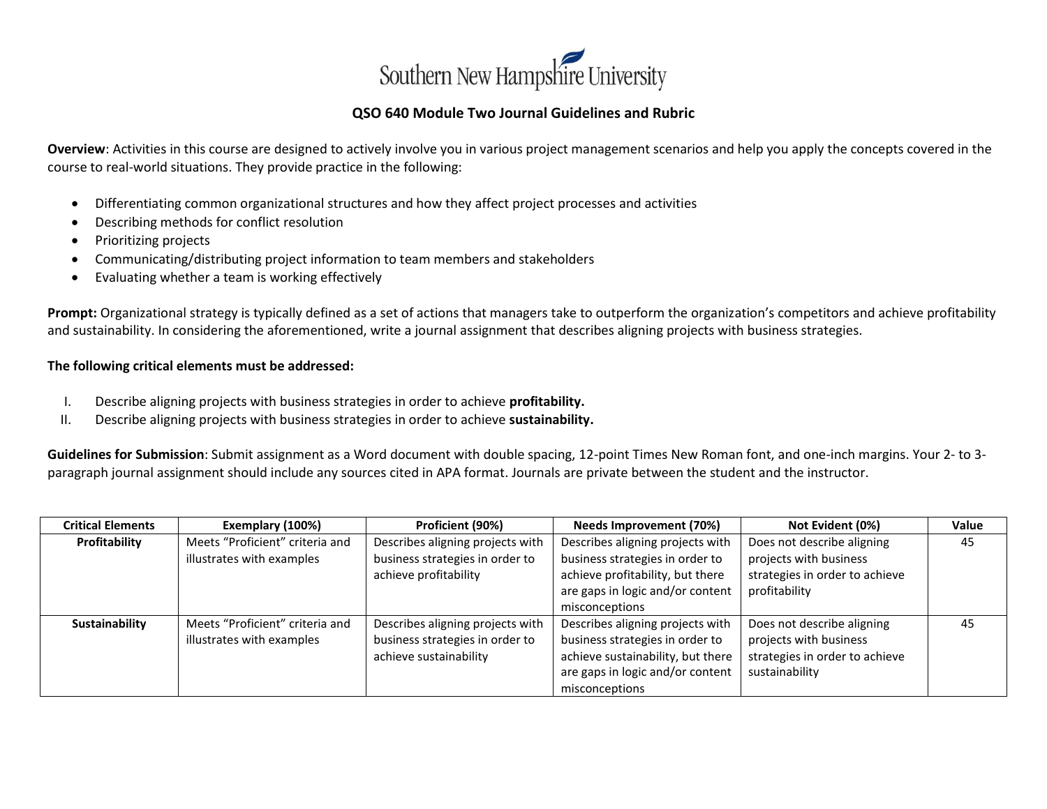Southern New Hampshire University

# QSO 640 Module Two Journal Guidelines and Rubric

**Overview**: Activities in this course are designed to actively involve you in various project management scenarios and help you apply the concepts covered in the course to real-world situations. They provide practice in the following:

- Differentiating common organizational structures and how they affect project processes and activities
- Describing methods for conflict resolution
- Prioritizing projects
- Communicating/distributing project information to team members and stakeholders
- Evaluating whether a team is working effectively

**Prompt:** Organizational strategy is typically defined as a set of actions that managers take to outperform the organization's competitors and achieve profitability and sustainability. In considering the aforementioned, write a journal assignment that describes aligning projects with business strategies.

**The following critical elements must be addressed:**

I. Describe aligning projects with business strategies in order to achieve **profitability.**
II. Describe aligning projects with business strategies in order to achieve **sustainability.**

**Guidelines for Submission**: Submit assignment as a Word document with double spacing, 12-point Times New Roman font, and one-inch margins. Your 2- to 3-paragraph journal assignment should include any sources cited in APA format. Journals are private between the student and the instructor.

| Critical Elements | Exemplary (100%) | Proficient (90%) | Needs Improvement (70%) | Not Evident (0%) | Value |
|---|---|---|---|---|---|
| **Profitability** | Meets "Proficient" criteria and illustrates with examples | Describes aligning projects with business strategies in order to achieve profitability | Describes aligning projects with business strategies in order to achieve profitability, but there are gaps in logic and/or content misconceptions | Does not describe aligning projects with business strategies in order to achieve profitability | 45 |
| **Sustainability** | Meets "Proficient" criteria and illustrates with examples | Describes aligning projects with business strategies in order to achieve sustainability | Describes aligning projects with business strategies in order to achieve sustainability, but there are gaps in logic and/or content misconceptions | Does not describe aligning projects with business strategies in order to achieve sustainability | 45 |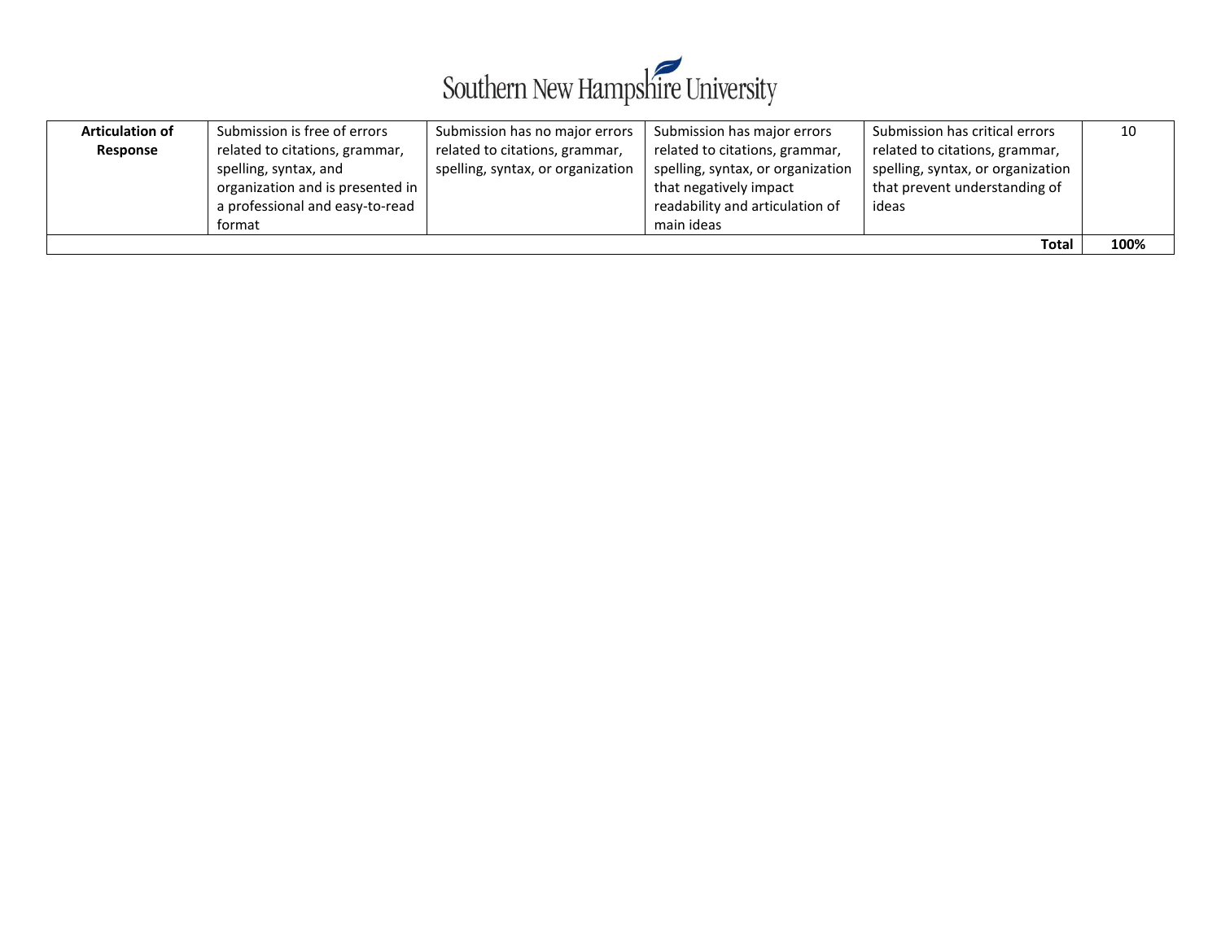| | | | | | |
|---|---|---|---|---|---|
| **Articulation of Response** | Submission is free of errors related to citations, grammar, spelling, syntax, and organization and is presented in a professional and easy-to-read format | Submission has no major errors related to citations, grammar, spelling, syntax, or organization | Submission has major errors related to citations, grammar, spelling, syntax, or organization that negatively impact readability and articulation of main ideas | Submission has critical errors related to citations, grammar, spelling, syntax, or organization that prevent understanding of ideas | 10 |
| | | | | **Total** | **100%** |